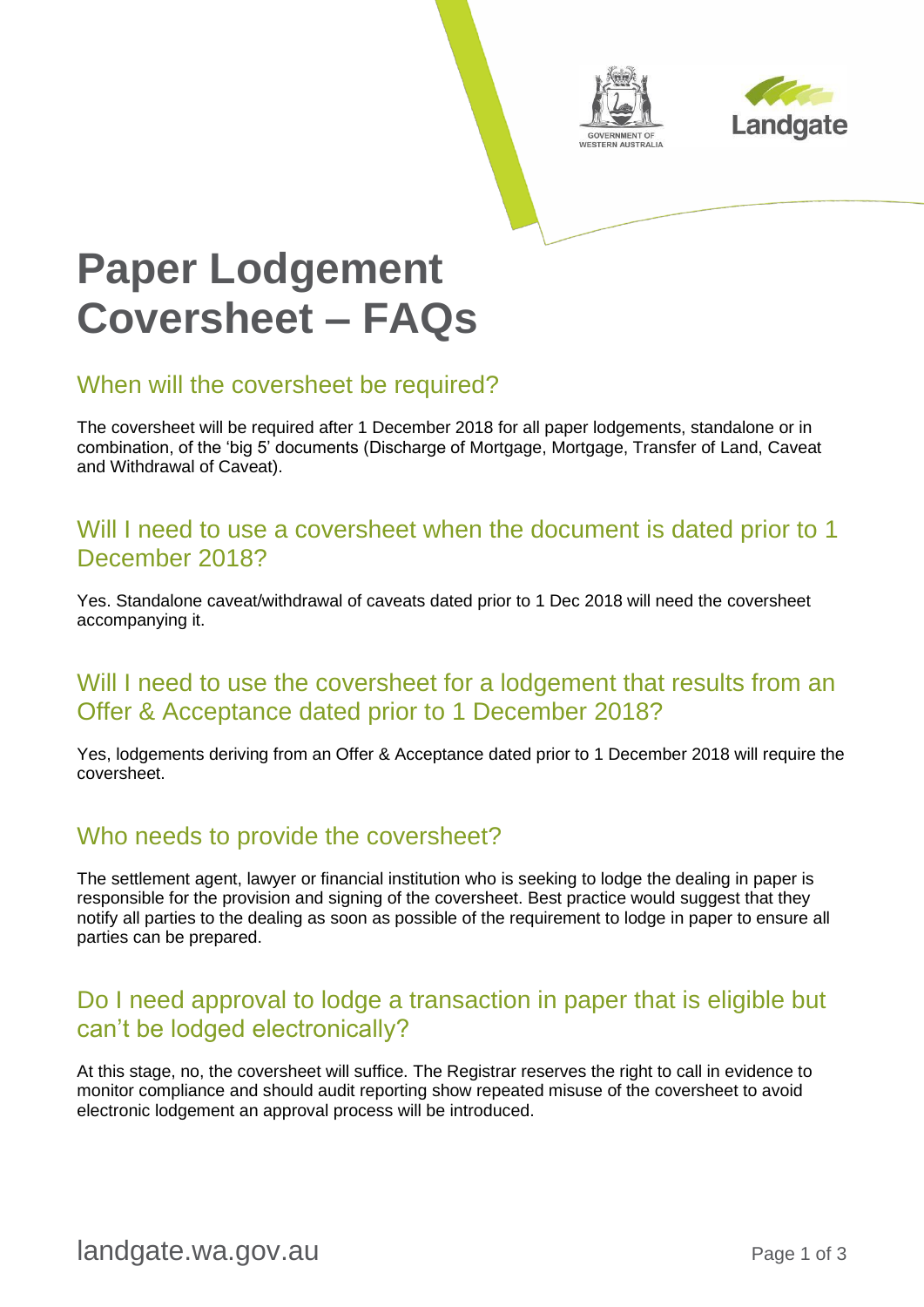# Paper Lodgement Coversheet – FAQs

## When will the coversheet be required?

The coversheet will be required after 1 December 2018 for all paper lodgements, standalone or in combination, of the 'big 5' documents (Discharge of Mortgage, Mortgage, Transfer of Land, Caveat and Withdrawal of Caveat).

## Will I need to use a coversheet when the document is dated prior to 1 December 2018?

Yes. Standalone caveat/withdrawal of caveats dated prior to 1 Dec 2018 will need the coversheet accompanying it.

## Will I need to use the coversheet for a lodgement that results from an Offer & Acceptance dated prior to 1 December 2018?

Yes, lodgements deriving from an Offer & Acceptance dated prior to 1 December 2018 will require the coversheet.

## Who needs to provide the coversheet?

The settlement agent, lawyer or financial institution who is seeking to lodge the dealing in paper is responsible for the provision and signing of the coversheet. Best practice would suggest that they notify all parties to the dealing as soon as possible of the requirement to lodge in paper to ensure all parties can be prepared.

## Do I need approval to lodge a transaction in paper that is eligible but can't be lodged electronically?

At this stage, no, the coversheet will suffice. The Registrar reserves the right to call in evidence to monitor compliance and should audit reporting show repeated misuse of the coversheet to avoid electronic lodgement an approval process will be introduced.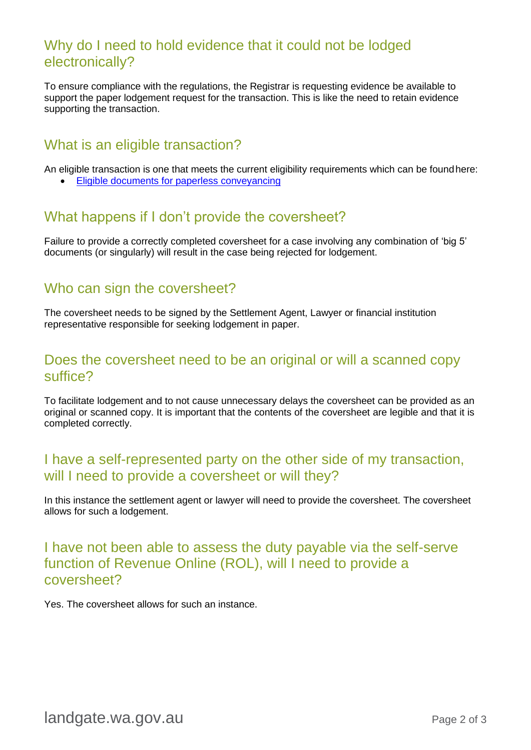## Why do I need to hold evidence that it could not be lodged electronically?

To ensure compliance with the regulations, the Registrar is requesting evidence be available to support the paper lodgement request for the transaction. This is like the need to retain evidence supporting the transaction.

## What is an eligible transaction?

An eligible transaction is one that meets the current eligibility requirements which can be found here:

- Eligible documents for paperless conveyancing

## What happens if I don't provide the coversheet?

Failure to provide a correctly completed coversheet for a case involving any combination of 'big 5' documents (or singularly) will result in the case being rejected for lodgement.

## Who can sign the coversheet?

The coversheet needs to be signed by the Settlement Agent, Lawyer or financial institution representative responsible for seeking lodgement in paper.

## Does the coversheet need to be an original or will a scanned copy suffice?

To facilitate lodgement and to not cause unnecessary delays the coversheet can be provided as an original or scanned copy. It is important that the contents of the coversheet are legible and that it is completed correctly.

## I have a self-represented party on the other side of my transaction, will I need to provide a coversheet or will they?

In this instance the settlement agent or lawyer will need to provide the coversheet. The coversheet allows for such a lodgement.

## I have not been able to assess the duty payable via the self-serve function of Revenue Online (ROL), will I need to provide a coversheet?

Yes. The coversheet allows for such an instance.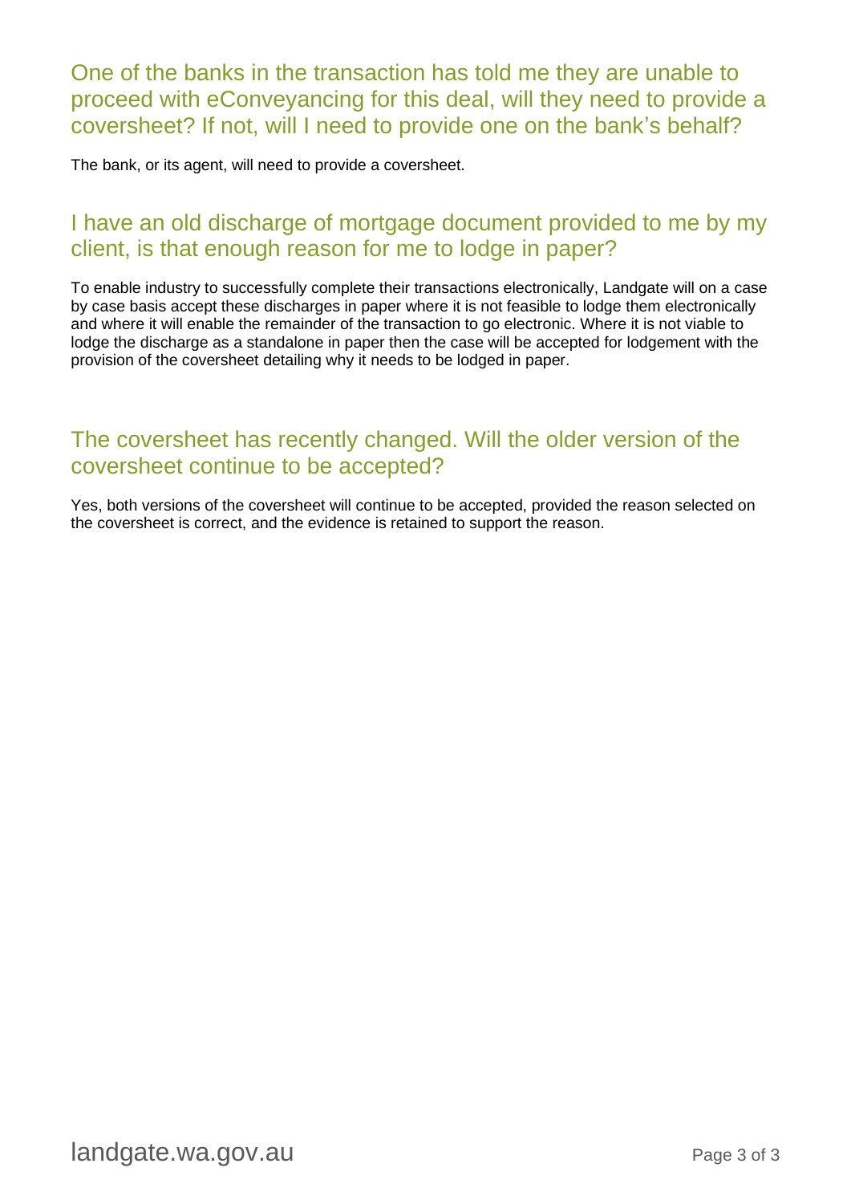## One of the banks in the transaction has told me they are unable to proceed with eConveyancing for this deal, will they need to provide a coversheet? If not, will I need to provide one on the bank's behalf?

The bank, or its agent, will need to provide a coversheet.

## I have an old discharge of mortgage document provided to me by my client, is that enough reason for me to lodge in paper?

To enable industry to successfully complete their transactions electronically, Landgate will on a case by case basis accept these discharges in paper where it is not feasible to lodge them electronically and where it will enable the remainder of the transaction to go electronic. Where it is not viable to lodge the discharge as a standalone in paper then the case will be accepted for lodgement with the provision of the coversheet detailing why it needs to be lodged in paper.

## The coversheet has recently changed. Will the older version of the coversheet continue to be accepted?

Yes, both versions of the coversheet will continue to be accepted, provided the reason selected on the coversheet is correct, and the evidence is retained to support the reason.

landgate.wa.gov.au